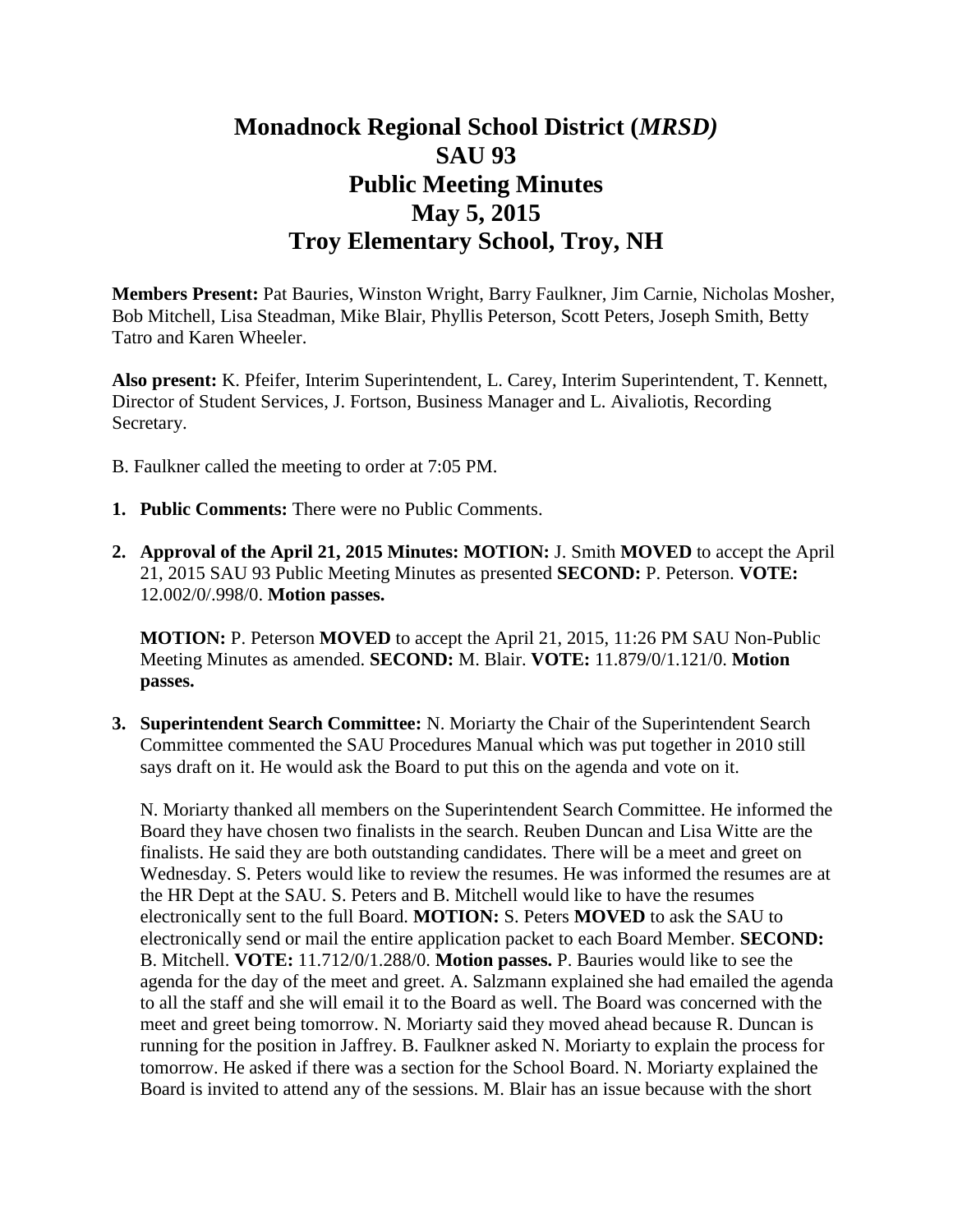# Monadnock Regional School District (*MRSD)*
# SAU 93
# Public Meeting Minutes
# May 5, 2015
# Troy Elementary School, Troy, NH

**Members Present:** Pat Bauries, Winston Wright, Barry Faulkner, Jim Carnie, Nicholas Mosher, Bob Mitchell, Lisa Steadman, Mike Blair, Phyllis Peterson, Scott Peters, Joseph Smith, Betty Tatro and Karen Wheeler.

**Also present:** K. Pfeifer, Interim Superintendent, L. Carey, Interim Superintendent, T. Kennett, Director of Student Services, J. Fortson, Business Manager and L. Aivaliotis, Recording Secretary.

B. Faulkner called the meeting to order at 7:05 PM.

1. **Public Comments:** There were no Public Comments.

2. **Approval of the April 21, 2015 Minutes: MOTION:** J. Smith **MOVED** to accept the April 21, 2015 SAU 93 Public Meeting Minutes as presented **SECOND:** P. Peterson. **VOTE:** 12.002/0/.998/0. **Motion passes.**

   **MOTION:** P. Peterson **MOVED** to accept the April 21, 2015, 11:26 PM SAU Non-Public Meeting Minutes as amended. **SECOND:** M. Blair. **VOTE:** 11.879/0/1.121/0. **Motion passes.**

3. **Superintendent Search Committee:** N. Moriarty the Chair of the Superintendent Search Committee commented the SAU Procedures Manual which was put together in 2010 still says draft on it. He would ask the Board to put this on the agenda and vote on it.

   N. Moriarty thanked all members on the Superintendent Search Committee. He informed the Board they have chosen two finalists in the search. Reuben Duncan and Lisa Witte are the finalists. He said they are both outstanding candidates. There will be a meet and greet on Wednesday. S. Peters would like to review the resumes. He was informed the resumes are at the HR Dept at the SAU. S. Peters and B. Mitchell would like to have the resumes electronically sent to the full Board. **MOTION:** S. Peters **MOVED** to ask the SAU to electronically send or mail the entire application packet to each Board Member. **SECOND:** B. Mitchell. **VOTE:** 11.712/0/1.288/0. **Motion passes.** P. Bauries would like to see the agenda for the day of the meet and greet. A. Salzmann explained she had emailed the agenda to all the staff and she will email it to the Board as well. The Board was concerned with the meet and greet being tomorrow. N. Moriarty said they moved ahead because R. Duncan is running for the position in Jaffrey. B. Faulkner asked N. Moriarty to explain the process for tomorrow. He asked if there was a section for the School Board. N. Moriarty explained the Board is invited to attend any of the sessions. M. Blair has an issue because with the short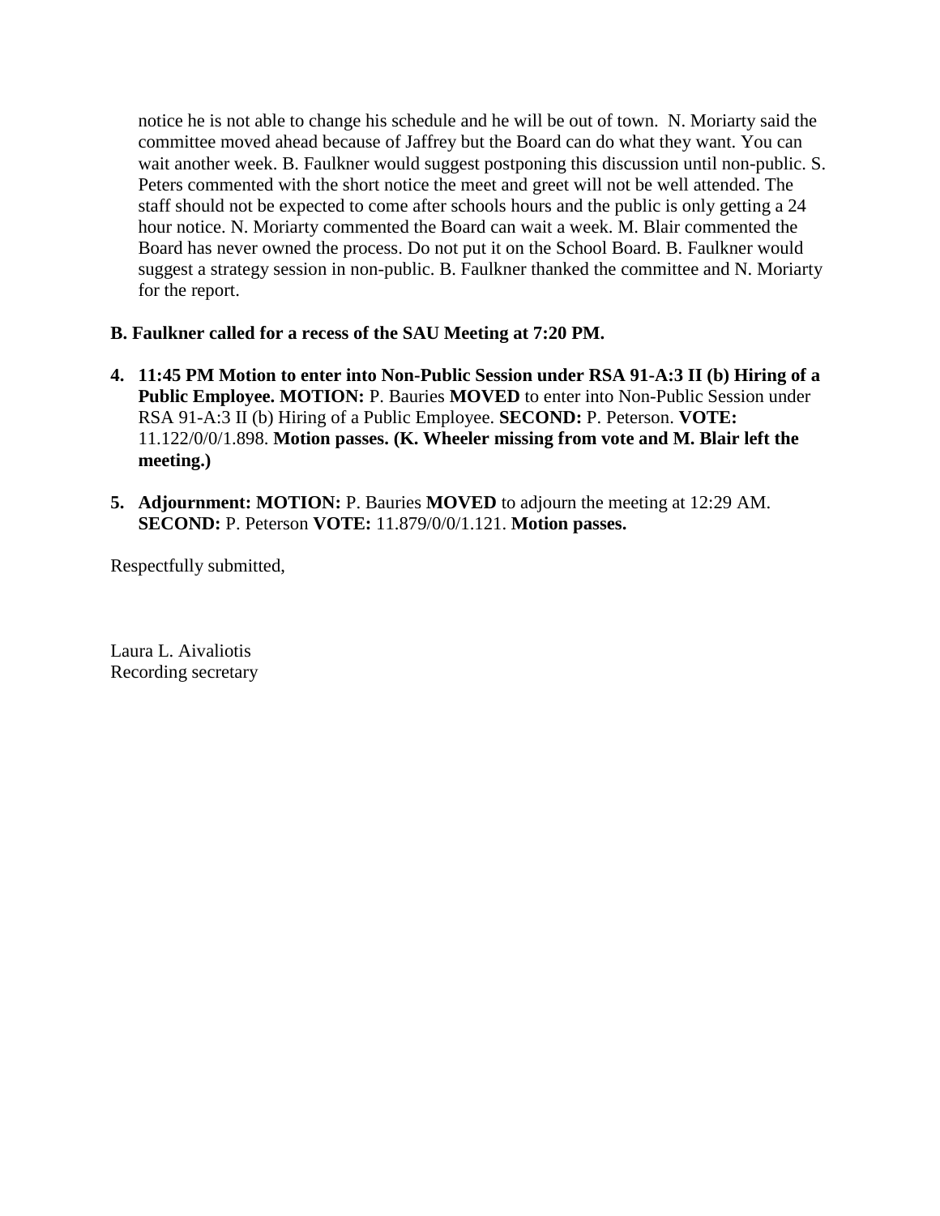notice he is not able to change his schedule and he will be out of town. N. Moriarty said the committee moved ahead because of Jaffrey but the Board can do what they want. You can wait another week. B. Faulkner would suggest postponing this discussion until non-public. S. Peters commented with the short notice the meet and greet will not be well attended. The staff should not be expected to come after schools hours and the public is only getting a 24 hour notice. N. Moriarty commented the Board can wait a week. M. Blair commented the Board has never owned the process. Do not put it on the School Board. B. Faulkner would suggest a strategy session in non-public. B. Faulkner thanked the committee and N. Moriarty for the report.

**B. Faulkner called for a recess of the SAU Meeting at 7:20 PM.**

4. **11:45 PM Motion to enter into Non-Public Session under RSA 91-A:3 II (b) Hiring of a Public Employee. MOTION:** P. Bauries **MOVED** to enter into Non-Public Session under RSA 91-A:3 II (b) Hiring of a Public Employee. **SECOND:** P. Peterson. **VOTE:** 11.122/0/0/1.898. **Motion passes. (K. Wheeler missing from vote and M. Blair left the meeting.)**

5. **Adjournment: MOTION:** P. Bauries **MOVED** to adjourn the meeting at 12:29 AM. **SECOND:** P. Peterson **VOTE:** 11.879/0/0/1.121. **Motion passes.**

Respectfully submitted,

Laura L. Aivaliotis
Recording secretary